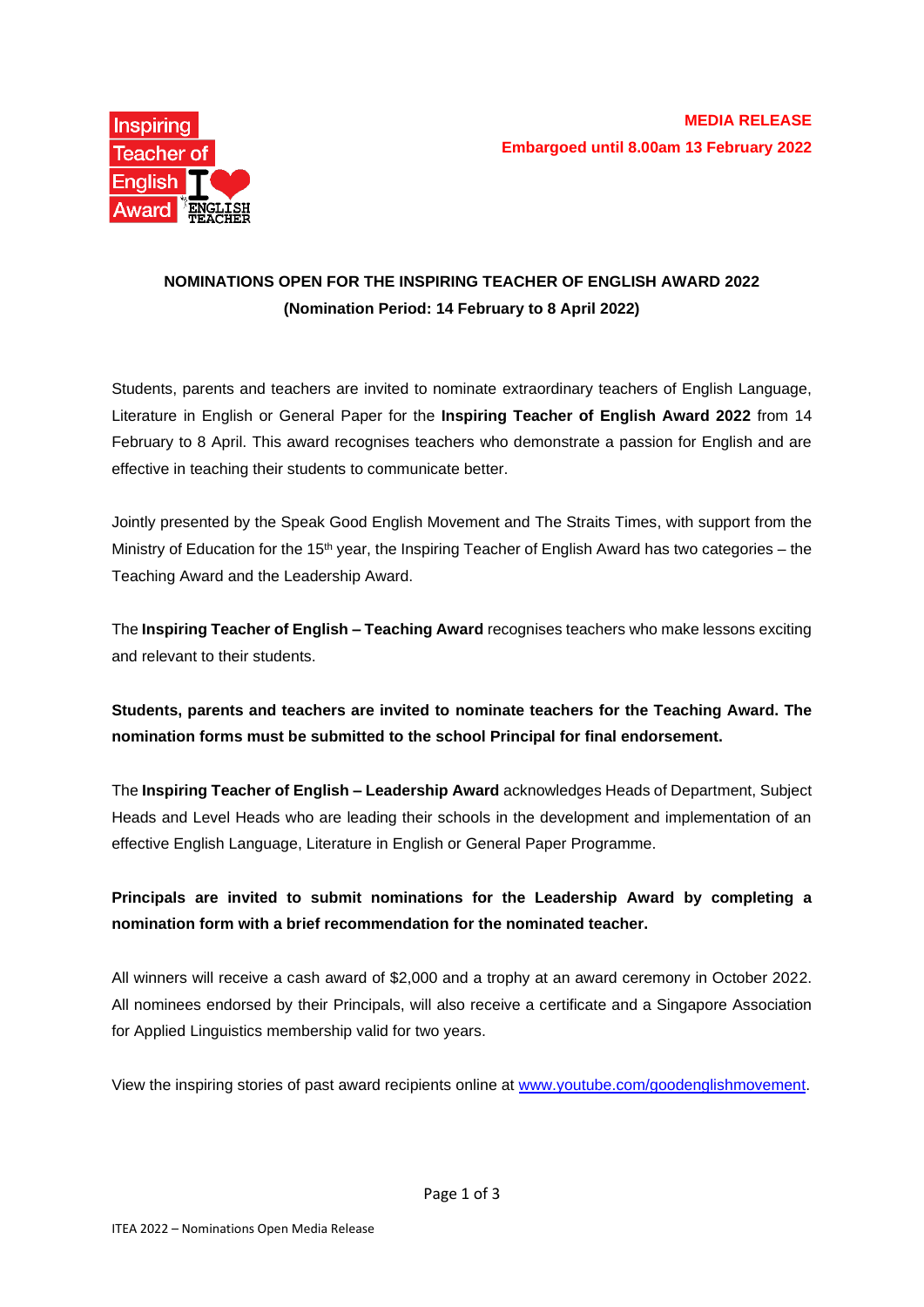**MEDIA RELEASE**

**Embargoed until 8.00am 13 February 2022**

## NOMINATIONS OPEN FOR THE INSPIRING TEACHER OF ENGLISH AWARD 2022
### (Nomination Period: 14 February to 8 April 2022)

Students, parents and teachers are invited to nominate extraordinary teachers of English Language, Literature in English or General Paper for the **Inspiring Teacher of English Award 2022** from 14 February to 8 April. This award recognises teachers who demonstrate a passion for English and are effective in teaching their students to communicate better.

Jointly presented by the Speak Good English Movement and The Straits Times, with support from the Ministry of Education for the 15th year, the Inspiring Teacher of English Award has two categories – the Teaching Award and the Leadership Award.

The **Inspiring Teacher of English – Teaching Award** recognises teachers who make lessons exciting and relevant to their students.

**Students, parents and teachers are invited to nominate teachers for the Teaching Award. The nomination forms must be submitted to the school Principal for final endorsement.**

The **Inspiring Teacher of English – Leadership Award** acknowledges Heads of Department, Subject Heads and Level Heads who are leading their schools in the development and implementation of an effective English Language, Literature in English or General Paper Programme.

**Principals are invited to submit nominations for the Leadership Award by completing a nomination form with a brief recommendation for the nominated teacher.**

All winners will receive a cash award of $2,000 and a trophy at an award ceremony in October 2022. All nominees endorsed by their Principals, will also receive a certificate and a Singapore Association for Applied Linguistics membership valid for two years.

View the inspiring stories of past award recipients online at [www.youtube.com/goodenglishmovement](http://www.youtube.com/goodenglishmovement).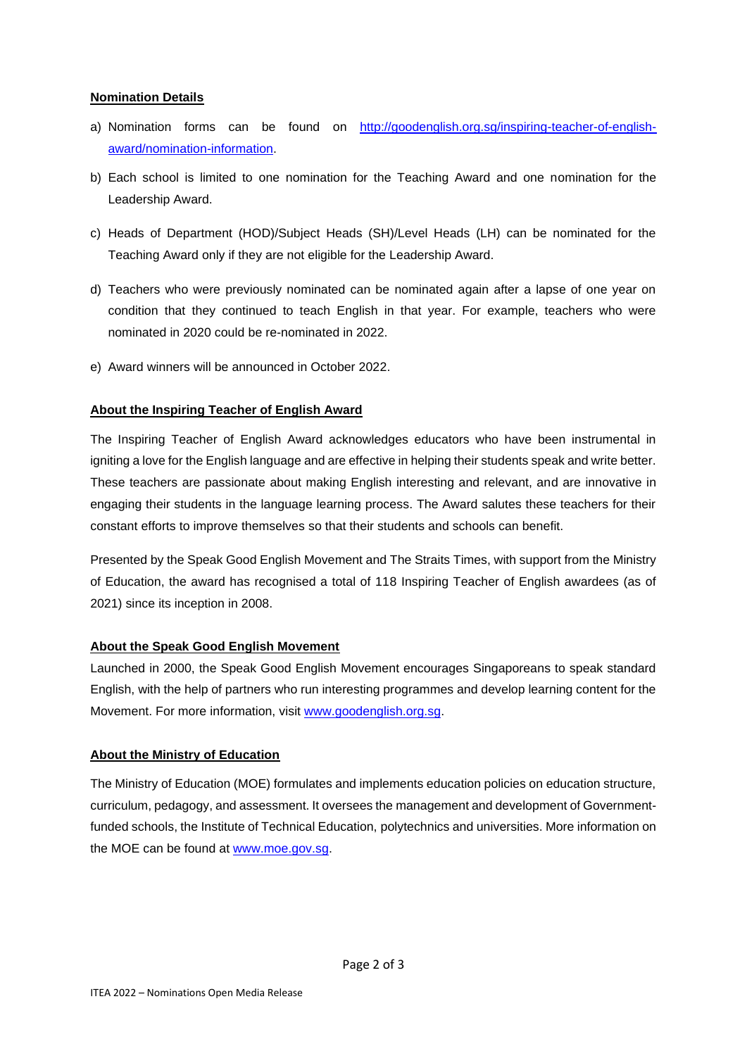**Nomination Details**

a) Nomination forms can be found on [http://goodenglish.org.sg/inspiring-teacher-of-english-award/nomination-information](http://goodenglish.org.sg/inspiring-teacher-of-english-award/nomination-information).

b) Each school is limited to one nomination for the Teaching Award and one nomination for the Leadership Award.

c) Heads of Department (HOD)/Subject Heads (SH)/Level Heads (LH) can be nominated for the Teaching Award only if they are not eligible for the Leadership Award.

d) Teachers who were previously nominated can be nominated again after a lapse of one year on condition that they continued to teach English in that year. For example, teachers who were nominated in 2020 could be re-nominated in 2022.

e) Award winners will be announced in October 2022.

**About the Inspiring Teacher of English Award**

The Inspiring Teacher of English Award acknowledges educators who have been instrumental in igniting a love for the English language and are effective in helping their students speak and write better. These teachers are passionate about making English interesting and relevant, and are innovative in engaging their students in the language learning process. The Award salutes these teachers for their constant efforts to improve themselves so that their students and schools can benefit.

Presented by the Speak Good English Movement and The Straits Times, with support from the Ministry of Education, the award has recognised a total of 118 Inspiring Teacher of English awardees (as of 2021) since its inception in 2008.

**About the Speak Good English Movement**

Launched in 2000, the Speak Good English Movement encourages Singaporeans to speak standard English, with the help of partners who run interesting programmes and develop learning content for the Movement. For more information, visit [www.goodenglish.org.sg](http://www.goodenglish.org.sg).

**About the Ministry of Education**

The Ministry of Education (MOE) formulates and implements education policies on education structure, curriculum, pedagogy, and assessment. It oversees the management and development of Government-funded schools, the Institute of Technical Education, polytechnics and universities. More information on the MOE can be found at [www.moe.gov.sg](http://www.moe.gov.sg).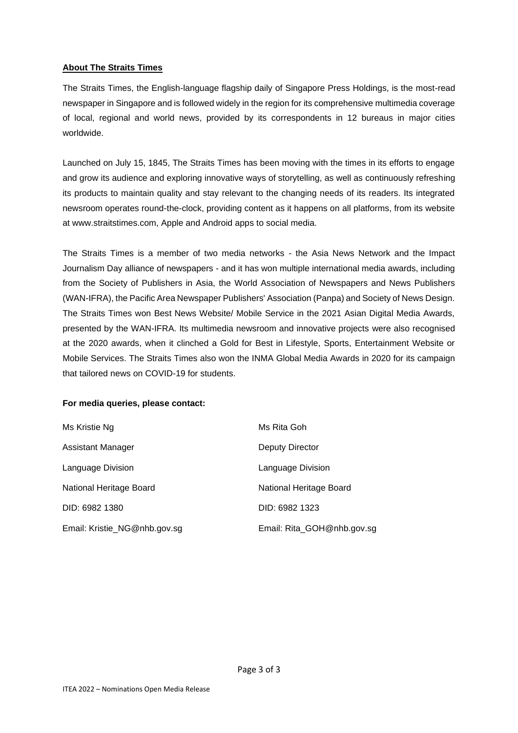## About The Straits Times

The Straits Times, the English-language flagship daily of Singapore Press Holdings, is the most-read newspaper in Singapore and is followed widely in the region for its comprehensive multimedia coverage of local, regional and world news, provided by its correspondents in 12 bureaus in major cities worldwide.

Launched on July 15, 1845, The Straits Times has been moving with the times in its efforts to engage and grow its audience and exploring innovative ways of storytelling, as well as continuously refreshing its products to maintain quality and stay relevant to the changing needs of its readers. Its integrated newsroom operates round-the-clock, providing content as it happens on all platforms, from its website at www.straitstimes.com, Apple and Android apps to social media.

The Straits Times is a member of two media networks - the Asia News Network and the Impact Journalism Day alliance of newspapers - and it has won multiple international media awards, including from the Society of Publishers in Asia, the World Association of Newspapers and News Publishers (WAN-IFRA), the Pacific Area Newspaper Publishers' Association (Panpa) and Society of News Design. The Straits Times won Best News Website/ Mobile Service in the 2021 Asian Digital Media Awards, presented by the WAN-IFRA. Its multimedia newsroom and innovative projects were also recognised at the 2020 awards, when it clinched a Gold for Best in Lifestyle, Sports, Entertainment Website or Mobile Services. The Straits Times also won the INMA Global Media Awards in 2020 for its campaign that tailored news on COVID-19 for students.

**For media queries, please contact:**

| | |
|---|---|
| Ms Kristie Ng | Ms Rita Goh |
| Assistant Manager | Deputy Director |
| Language Division | Language Division |
| National Heritage Board | National Heritage Board |
| DID: 6982 1380 | DID: 6982 1323 |
| Email: Kristie_NG@nhb.gov.sg | Email: Rita_GOH@nhb.gov.sg |